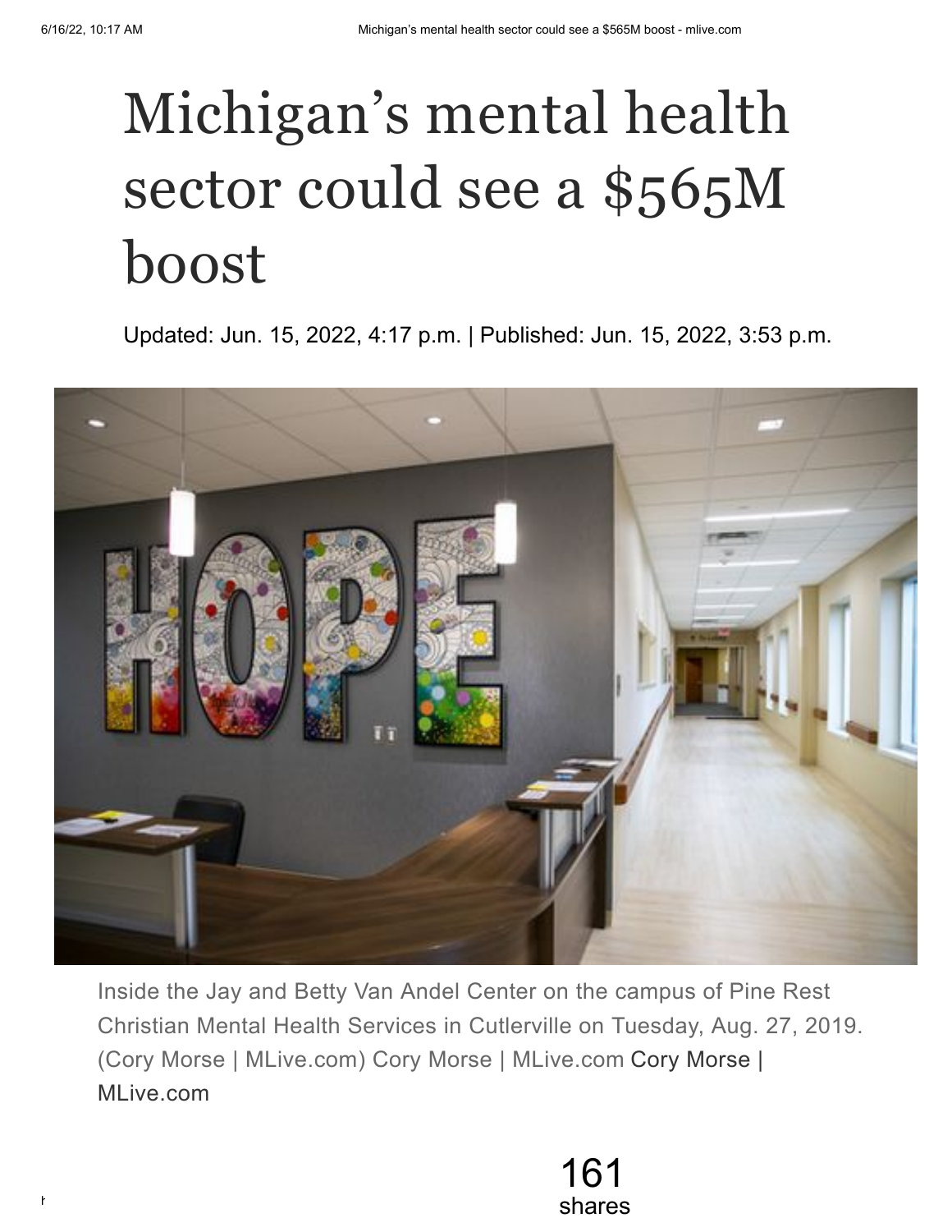# Michigan's mental health sector could see a $565M boost

Updated: Jun. 15, 2022, 4:17 p.m. | Published: Jun. 15, 2022, 3:53 p.m.

Inside the Jay and Betty Van Andel Center on the campus of Pine Rest Christian Mental Health Services in Cutlerville on Tuesday, Aug. 27, 2019. (Cory Morse | MLive.com) Cory Morse | MLive.com Cory Morse | MLive.com

161 shares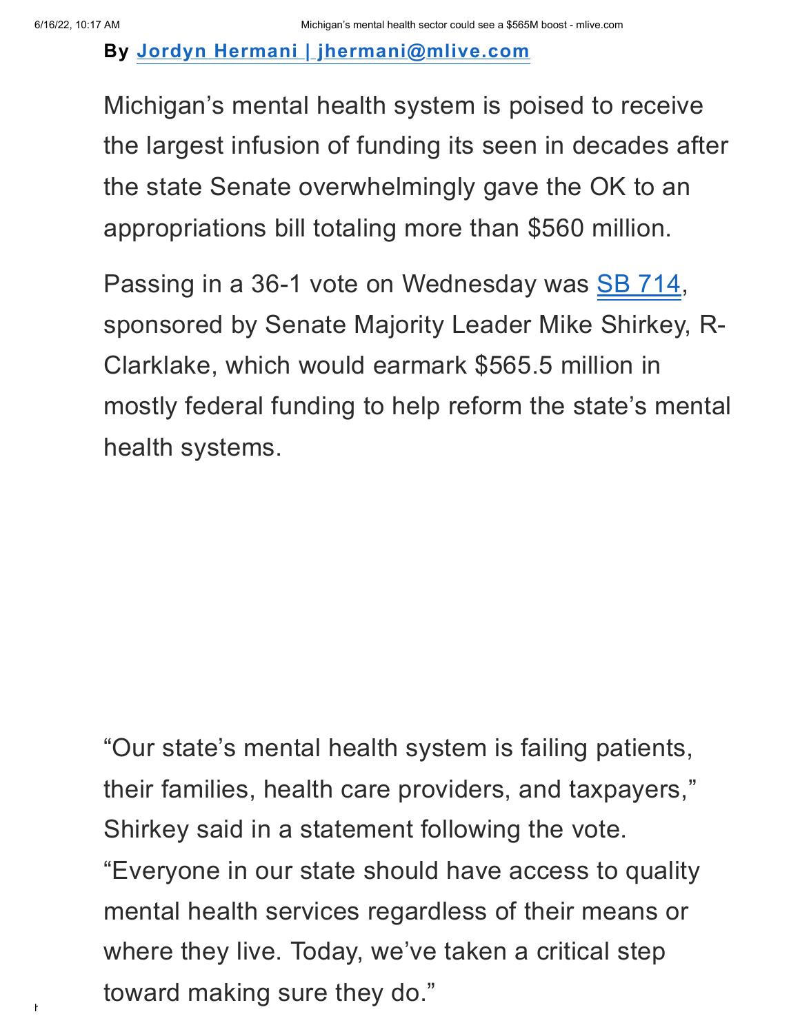By **Jordyn Hermani | jhermani@mlive.com**

Michigan's mental health system is poised to receive the largest infusion of funding its seen in decades after the state Senate overwhelmingly gave the OK to an appropriations bill totaling more than $560 million.

Passing in a 36-1 vote on Wednesday was SB 714, sponsored by Senate Majority Leader Mike Shirkey, R-Clarklake, which would earmark $565.5 million in mostly federal funding to help reform the state's mental health systems.

"Our state's mental health system is failing patients, their families, health care providers, and taxpayers," Shirkey said in a statement following the vote. "Everyone in our state should have access to quality mental health services regardless of their means or where they live. Today, we've taken a critical step toward making sure they do."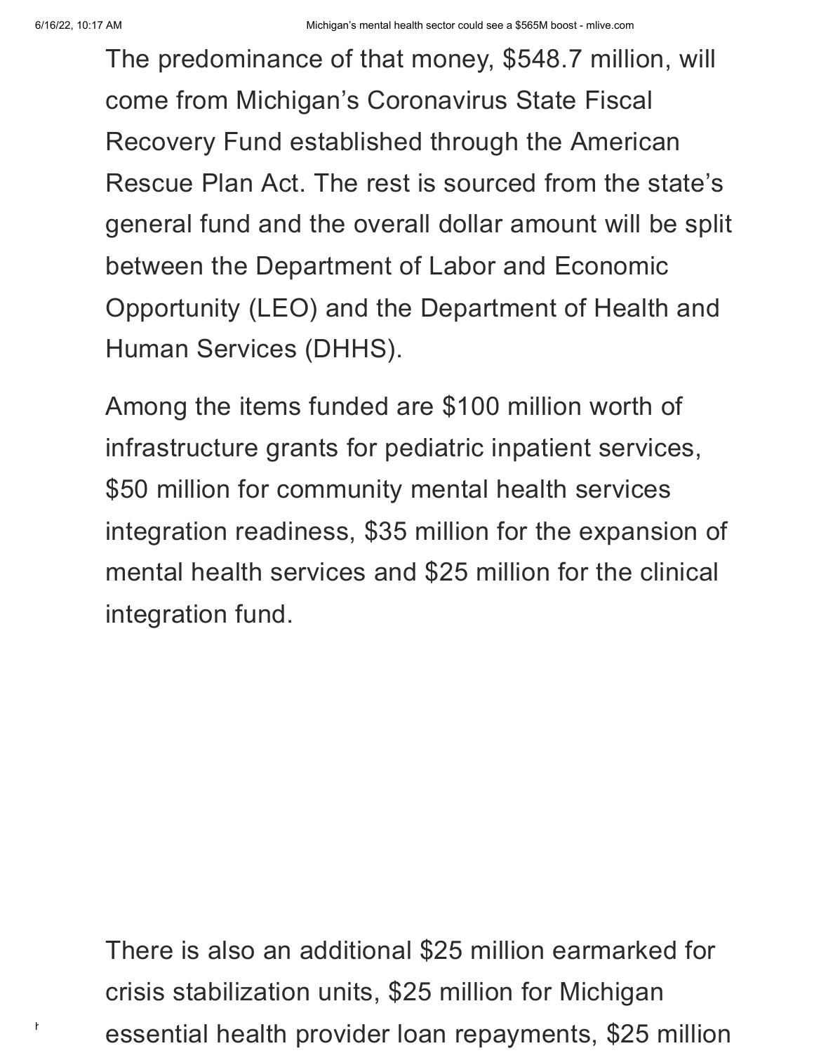The predominance of that money, $548.7 million, will come from Michigan's Coronavirus State Fiscal Recovery Fund established through the American Rescue Plan Act. The rest is sourced from the state's general fund and the overall dollar amount will be split between the Department of Labor and Economic Opportunity (LEO) and the Department of Health and Human Services (DHHS).

Among the items funded are $100 million worth of infrastructure grants for pediatric inpatient services, $50 million for community mental health services integration readiness, $35 million for the expansion of mental health services and $25 million for the clinical integration fund.

There is also an additional $25 million earmarked for crisis stabilization units, $25 million for Michigan essential health provider loan repayments, $25 million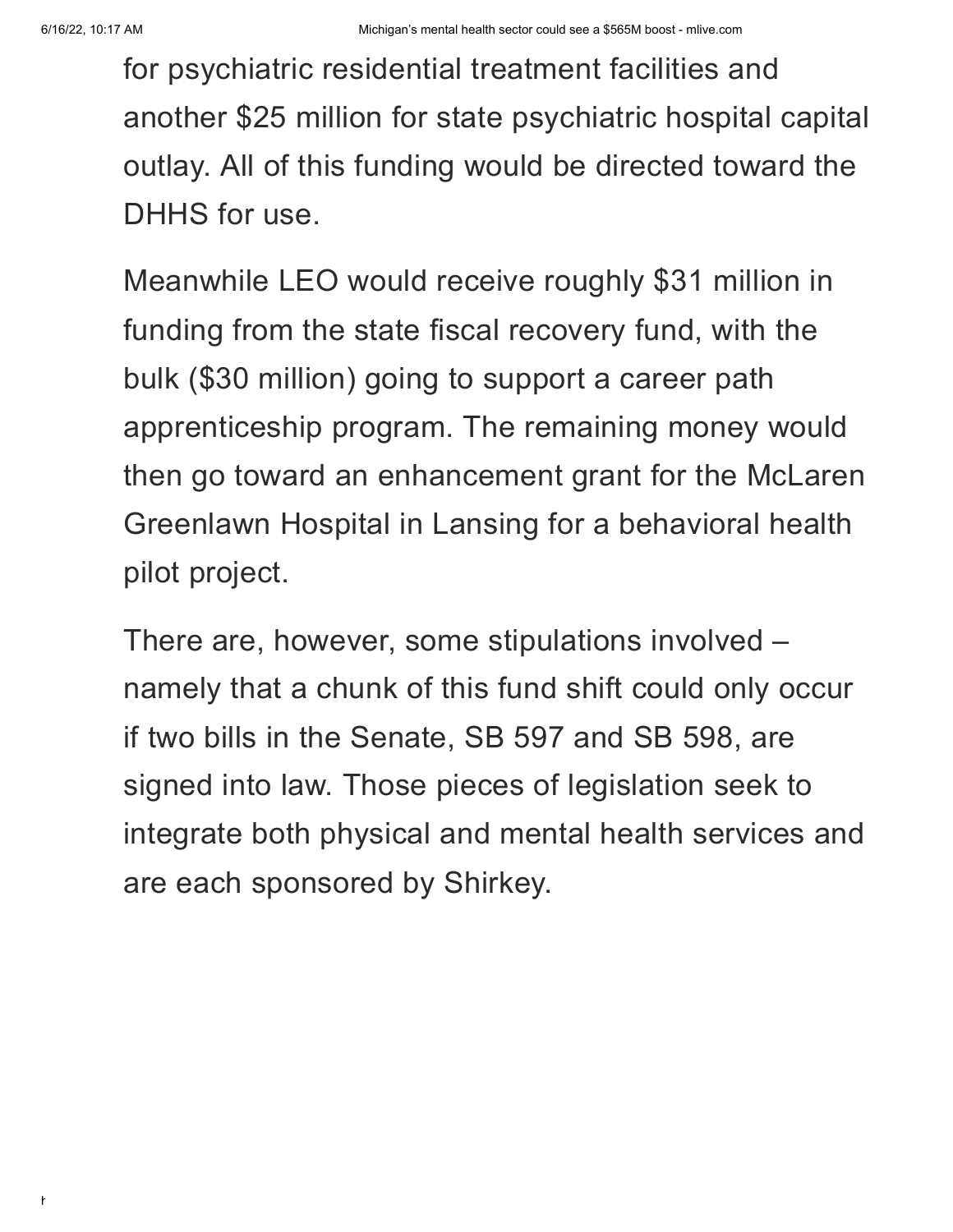for psychiatric residential treatment facilities and another $25 million for state psychiatric hospital capital outlay. All of this funding would be directed toward the DHHS for use.

Meanwhile LEO would receive roughly $31 million in funding from the state fiscal recovery fund, with the bulk ($30 million) going to support a career path apprenticeship program. The remaining money would then go toward an enhancement grant for the McLaren Greenlawn Hospital in Lansing for a behavioral health pilot project.

There are, however, some stipulations involved – namely that a chunk of this fund shift could only occur if two bills in the Senate, SB 597 and SB 598, are signed into law. Those pieces of legislation seek to integrate both physical and mental health services and are each sponsored by Shirkey.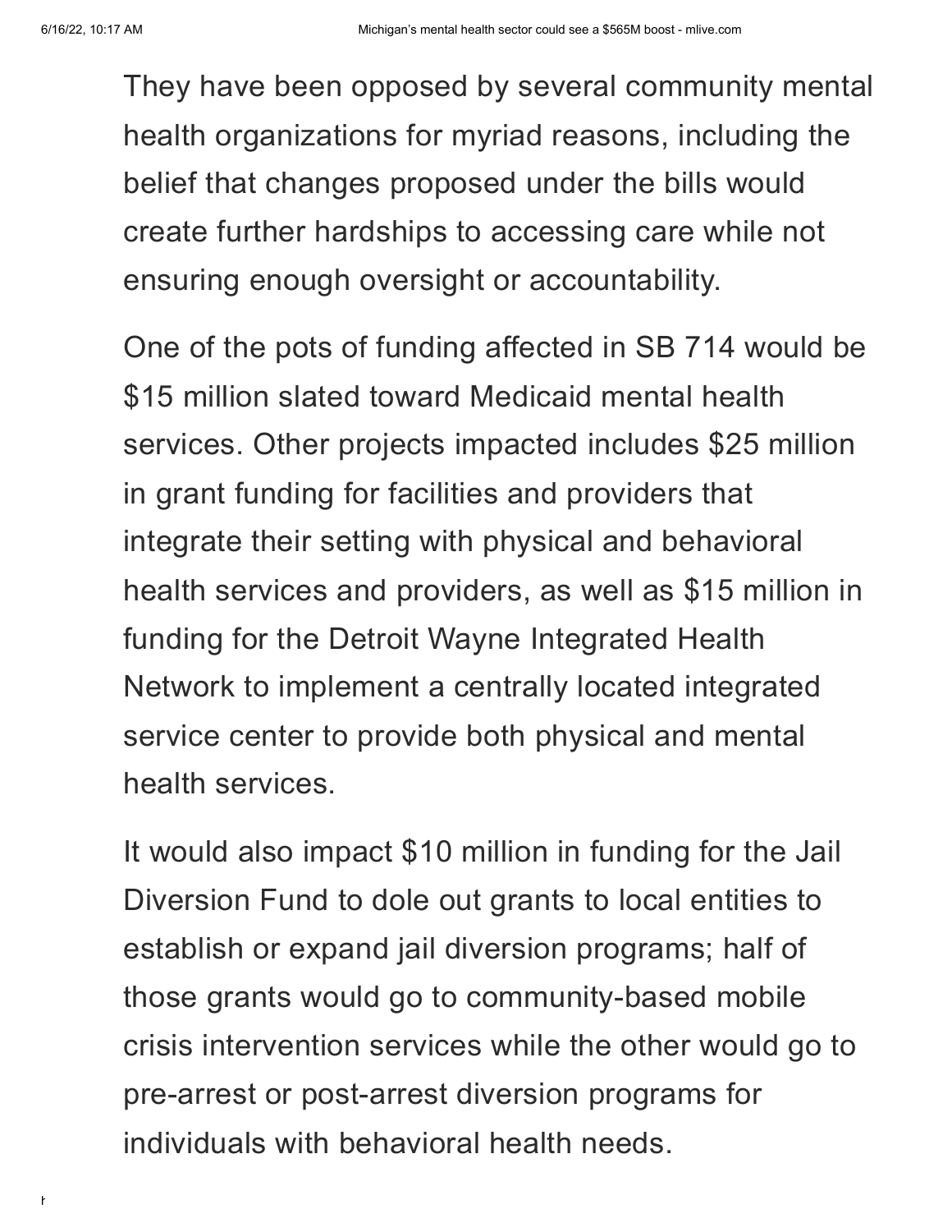They have been opposed by several community mental health organizations for myriad reasons, including the belief that changes proposed under the bills would create further hardships to accessing care while not ensuring enough oversight or accountability.

One of the pots of funding affected in SB 714 would be $15 million slated toward Medicaid mental health services. Other projects impacted includes $25 million in grant funding for facilities and providers that integrate their setting with physical and behavioral health services and providers, as well as $15 million in funding for the Detroit Wayne Integrated Health Network to implement a centrally located integrated service center to provide both physical and mental health services.

It would also impact $10 million in funding for the Jail Diversion Fund to dole out grants to local entities to establish or expand jail diversion programs; half of those grants would go to community-based mobile crisis intervention services while the other would go to pre-arrest or post-arrest diversion programs for individuals with behavioral health needs.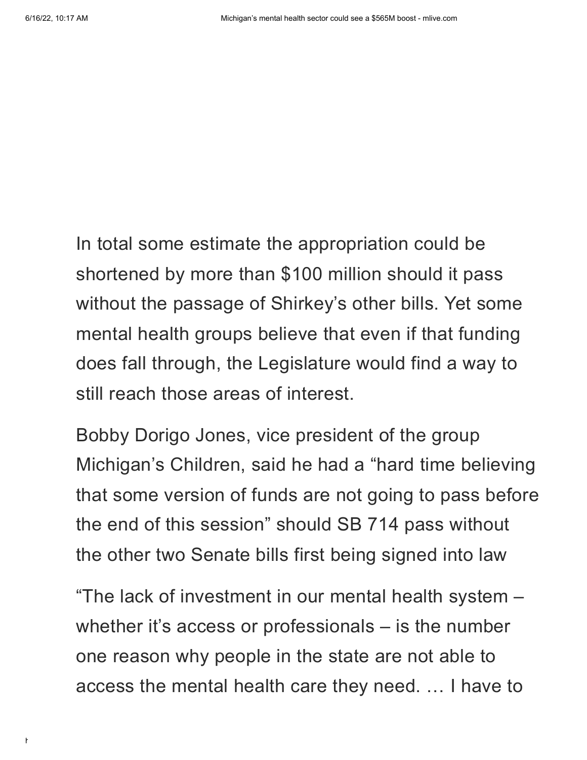In total some estimate the appropriation could be shortened by more than $100 million should it pass without the passage of Shirkey's other bills. Yet some mental health groups believe that even if that funding does fall through, the Legislature would find a way to still reach those areas of interest.

Bobby Dorigo Jones, vice president of the group Michigan's Children, said he had a "hard time believing that some version of funds are not going to pass before the end of this session" should SB 714 pass without the other two Senate bills first being signed into law

"The lack of investment in our mental health system – whether it's access or professionals – is the number one reason why people in the state are not able to access the mental health care they need. … I have to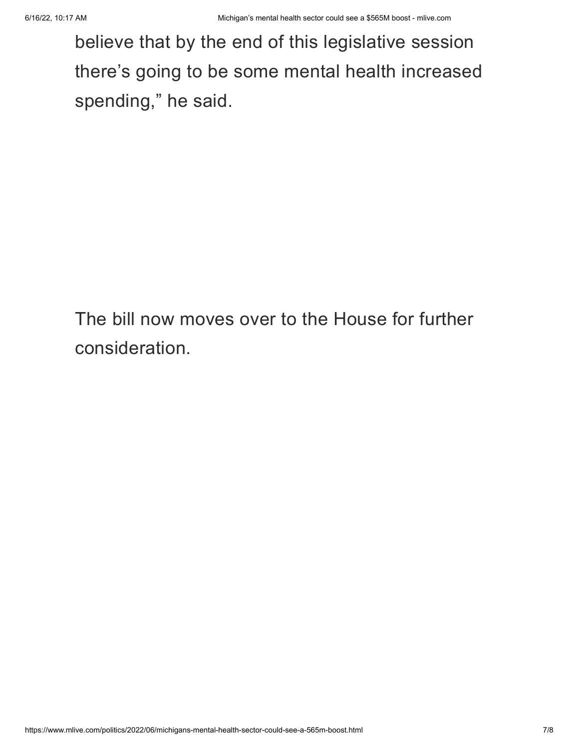believe that by the end of this legislative session there's going to be some mental health increased spending," he said.

The bill now moves over to the House for further consideration.